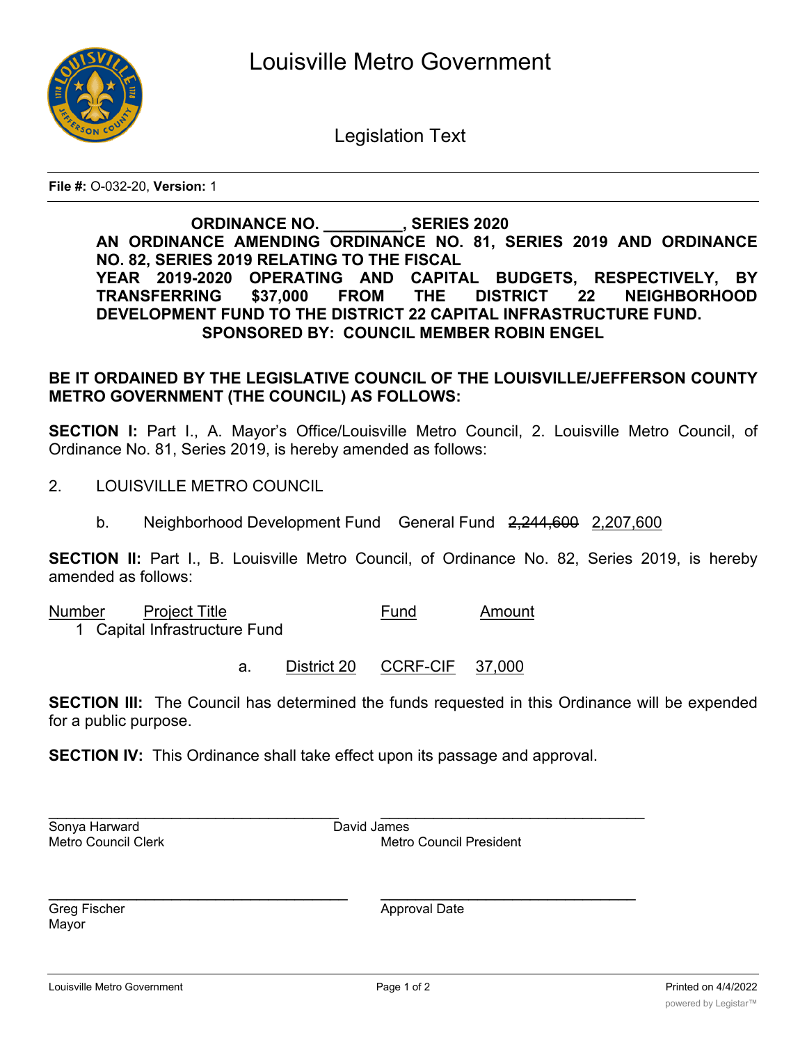# Louisville Metro Government

## Legislation Text

**File #:** O-032-20, **Version:** 1

**ORDINANCE NO. _________, SERIES 2020**

**AN ORDINANCE AMENDING ORDINANCE NO. 81, SERIES 2019 AND ORDINANCE NO. 82, SERIES 2019 RELATING TO THE FISCAL YEAR 2019-2020 OPERATING AND CAPITAL BUDGETS, RESPECTIVELY, BY TRANSFERRING $37,000 FROM THE DISTRICT 22 NEIGHBORHOOD DEVELOPMENT FUND TO THE DISTRICT 22 CAPITAL INFRASTRUCTURE FUND.**

**SPONSORED BY: COUNCIL MEMBER ROBIN ENGEL**

**BE IT ORDAINED BY THE LEGISLATIVE COUNCIL OF THE LOUISVILLE/JEFFERSON COUNTY METRO GOVERNMENT (THE COUNCIL) AS FOLLOWS:**

**SECTION I:** Part I., A. Mayor's Office/Louisville Metro Council, 2. Louisville Metro Council, of Ordinance No. 81, Series 2019, is hereby amended as follows:

2. LOUISVILLE METRO COUNCIL

   b. Neighborhood Development Fund General Fund ~~2,244,600~~ <u>2,207,600</u>

**SECTION II:** Part I., B. Louisville Metro Council, of Ordinance No. 82, Series 2019, is hereby amended as follows:

| Number | Project Title | Fund | Amount |
|---|---|---|---|
| 1 | Capital Infrastructure Fund | | |
| | a. <u>District 20</u> | <u>CCRF-CIF</u> | <u>37,000</u> |

**SECTION III:** The Council has determined the funds requested in this Ordinance will be expended for a public purpose.

**SECTION IV:** This Ordinance shall take effect upon its passage and approval.

_______________________________ _______________________________
Sonya Harward, Metro Council Clerk — David James, Metro Council President

_______________________________ _______________________________
Greg Fischer, Mayor — Approval Date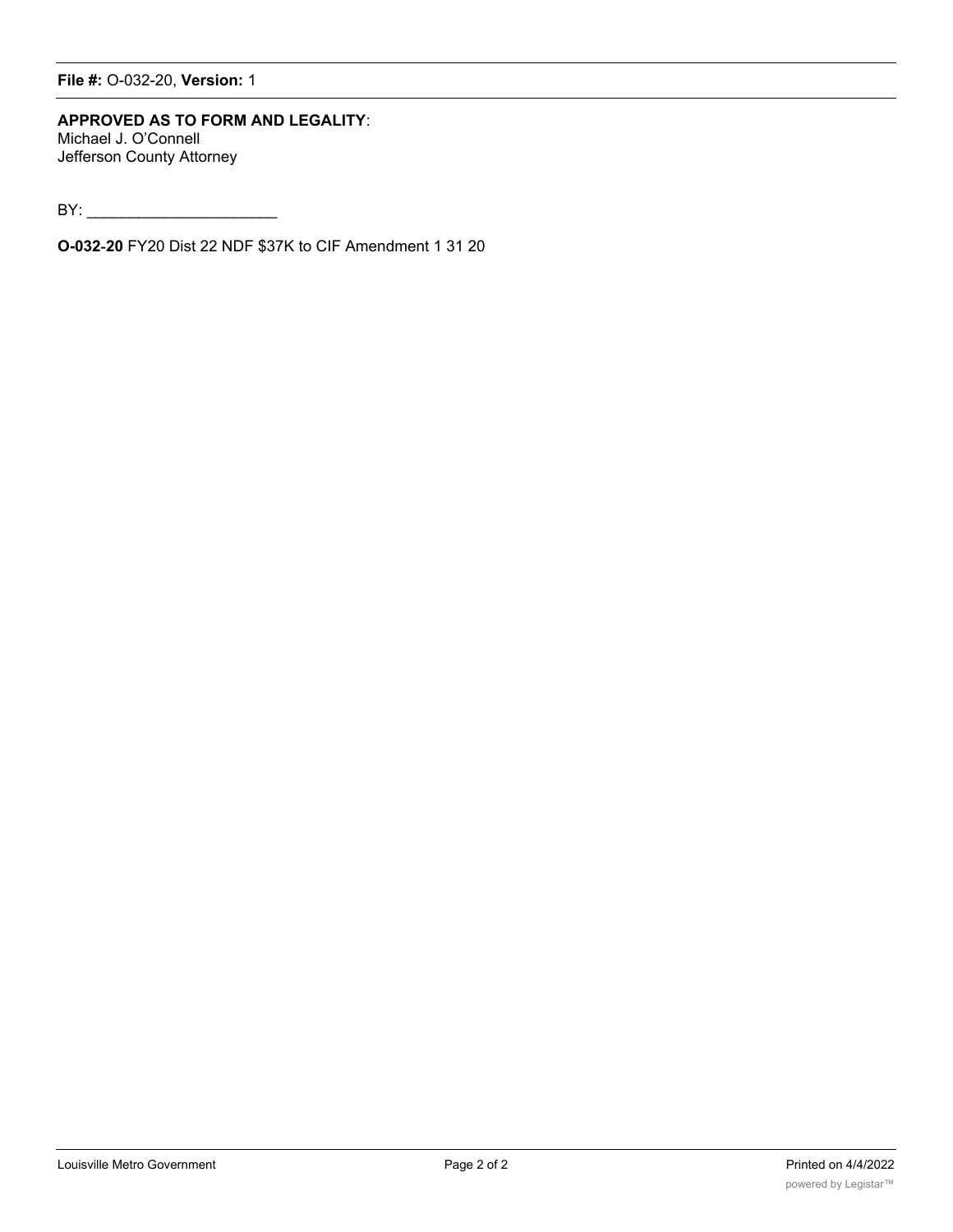**File #:** O-032-20, **Version:** 1

**APPROVED AS TO FORM AND LEGALITY**:
Michael J. O'Connell
Jefferson County Attorney

BY: ______________________

**O-032-20** FY20 Dist 22 NDF $37K to CIF Amendment 1 31 20